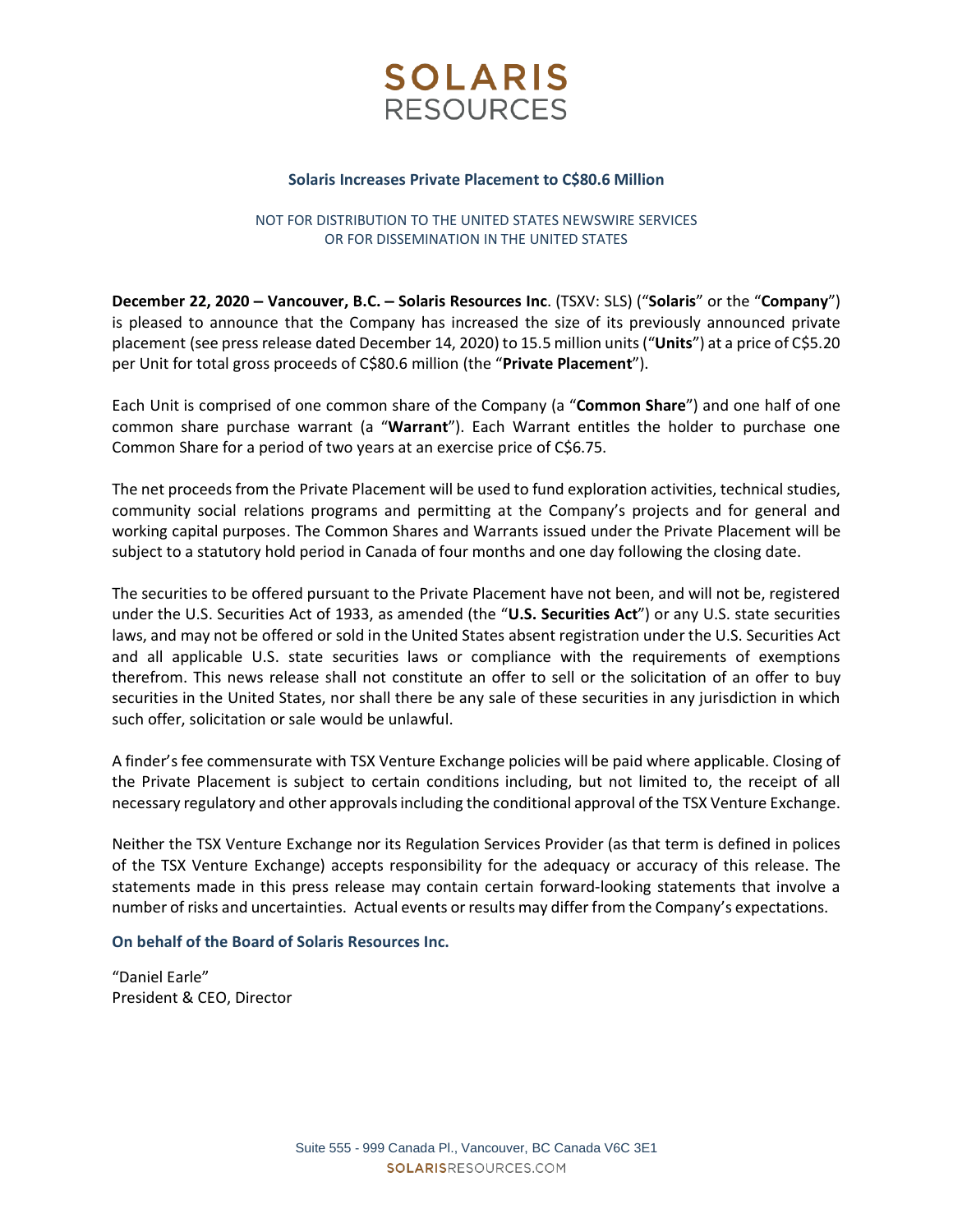# SOLARIS RESOURCES

## Solaris Increases Private Placement to C$80.6 Million

NOT FOR DISTRIBUTION TO THE UNITED STATES NEWSWIRE SERVICES
OR FOR DISSEMINATION IN THE UNITED STATES

**December 22, 2020 – Vancouver, B.C. – Solaris Resources Inc**. (TSXV: SLS) ("**Solaris**" or the "**Company**") is pleased to announce that the Company has increased the size of its previously announced private placement (see press release dated December 14, 2020) to 15.5 million units ("**Units**") at a price of C$5.20 per Unit for total gross proceeds of C$80.6 million (the "**Private Placement**").

Each Unit is comprised of one common share of the Company (a "**Common Share**") and one half of one common share purchase warrant (a "**Warrant**"). Each Warrant entitles the holder to purchase one Common Share for a period of two years at an exercise price of C$6.75.

The net proceeds from the Private Placement will be used to fund exploration activities, technical studies, community social relations programs and permitting at the Company's projects and for general and working capital purposes. The Common Shares and Warrants issued under the Private Placement will be subject to a statutory hold period in Canada of four months and one day following the closing date.

The securities to be offered pursuant to the Private Placement have not been, and will not be, registered under the U.S. Securities Act of 1933, as amended (the "**U.S. Securities Act**") or any U.S. state securities laws, and may not be offered or sold in the United States absent registration under the U.S. Securities Act and all applicable U.S. state securities laws or compliance with the requirements of exemptions therefrom. This news release shall not constitute an offer to sell or the solicitation of an offer to buy securities in the United States, nor shall there be any sale of these securities in any jurisdiction in which such offer, solicitation or sale would be unlawful.

A finder's fee commensurate with TSX Venture Exchange policies will be paid where applicable. Closing of the Private Placement is subject to certain conditions including, but not limited to, the receipt of all necessary regulatory and other approvals including the conditional approval of the TSX Venture Exchange.

Neither the TSX Venture Exchange nor its Regulation Services Provider (as that term is defined in polices of the TSX Venture Exchange) accepts responsibility for the adequacy or accuracy of this release. The statements made in this press release may contain certain forward-looking statements that involve a number of risks and uncertainties. Actual events or results may differ from the Company's expectations.

**On behalf of the Board of Solaris Resources Inc.**

"Daniel Earle"
President & CEO, Director

Suite 555 - 999 Canada Pl., Vancouver, BC Canada V6C 3E1
SOLARISRESOURCES.COM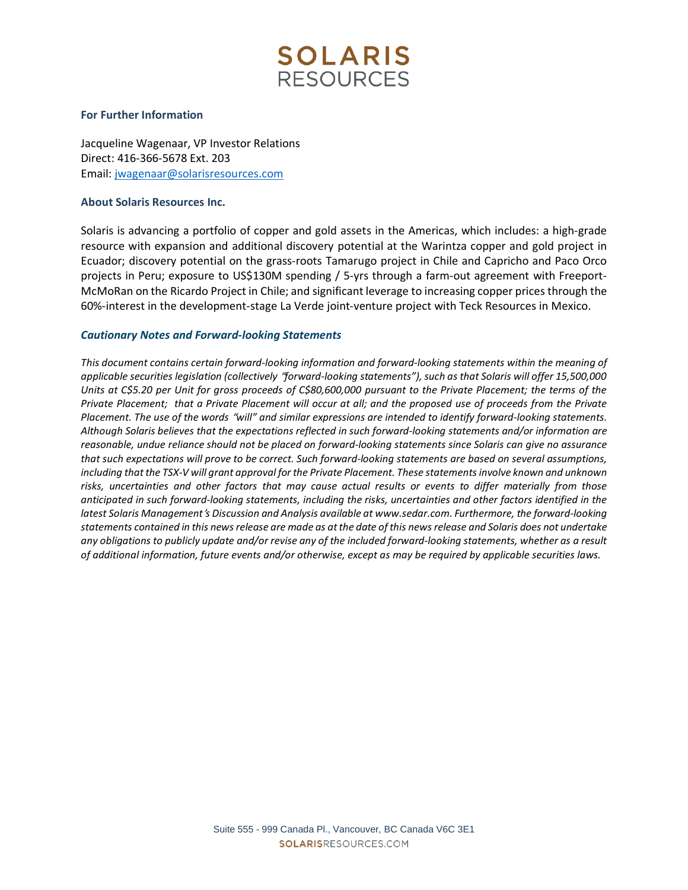### For Further Information

Jacqueline Wagenaar, VP Investor Relations
Direct: 416-366-5678 Ext. 203
Email: jwagenaar@solarisresources.com

### About Solaris Resources Inc.

Solaris is advancing a portfolio of copper and gold assets in the Americas, which includes: a high-grade resource with expansion and additional discovery potential at the Warintza copper and gold project in Ecuador; discovery potential on the grass-roots Tamarugo project in Chile and Capricho and Paco Orco projects in Peru; exposure to US$130M spending / 5-yrs through a farm-out agreement with Freeport-McMoRan on the Ricardo Project in Chile; and significant leverage to increasing copper prices through the 60%-interest in the development-stage La Verde joint-venture project with Teck Resources in Mexico.

### *Cautionary Notes and Forward-looking Statements*

*This document contains certain forward-looking information and forward-looking statements within the meaning of applicable securities legislation (collectively "forward-looking statements"), such as that Solaris will offer 15,500,000 Units at C$5.20 per Unit for gross proceeds of C$80,600,000 pursuant to the Private Placement; the terms of the Private Placement; that a Private Placement will occur at all; and the proposed use of proceeds from the Private Placement. The use of the words "will" and similar expressions are intended to identify forward-looking statements. Although Solaris believes that the expectations reflected in such forward-looking statements and/or information are reasonable, undue reliance should not be placed on forward-looking statements since Solaris can give no assurance that such expectations will prove to be correct. Such forward-looking statements are based on several assumptions, including that the TSX-V will grant approval for the Private Placement. These statements involve known and unknown risks, uncertainties and other factors that may cause actual results or events to differ materially from those anticipated in such forward-looking statements, including the risks, uncertainties and other factors identified in the latest Solaris Management's Discussion and Analysis available at www.sedar.com. Furthermore, the forward-looking statements contained in this news release are made as at the date of this news release and Solaris does not undertake any obligations to publicly update and/or revise any of the included forward-looking statements, whether as a result of additional information, future events and/or otherwise, except as may be required by applicable securities laws.*